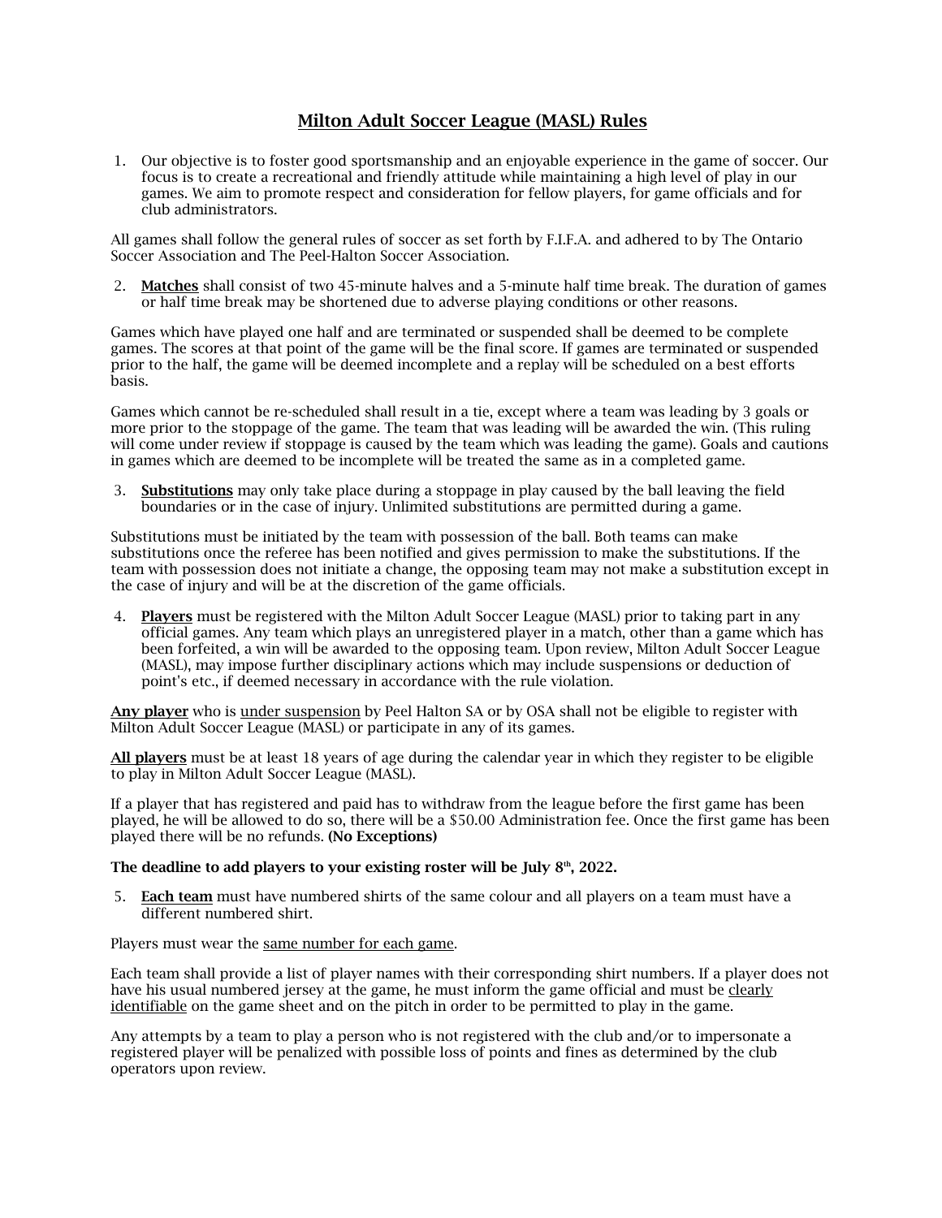# Milton Adult Soccer League (MASL) Rules

1. Our objective is to foster good sportsmanship and an enjoyable experience in the game of soccer. Our focus is to create a recreational and friendly attitude while maintaining a high level of play in our games. We aim to promote respect and consideration for fellow players, for game officials and for club administrators.

All games shall follow the general rules of soccer as set forth by F.I.F.A. and adhered to by The Ontario Soccer Association and The Peel-Halton Soccer Association.

2. **Matches** shall consist of two 45-minute halves and a 5-minute half time break. The duration of games or half time break may be shortened due to adverse playing conditions or other reasons.

Games which have played one half and are terminated or suspended shall be deemed to be complete games. The scores at that point of the game will be the final score. If games are terminated or suspended prior to the half, the game will be deemed incomplete and a replay will be scheduled on a best efforts basis.

Games which cannot be re-scheduled shall result in a tie, except where a team was leading by 3 goals or more prior to the stoppage of the game. The team that was leading will be awarded the win. (This ruling will come under review if stoppage is caused by the team which was leading the game). Goals and cautions in games which are deemed to be incomplete will be treated the same as in a completed game.

3. **Substitutions** may only take place during a stoppage in play caused by the ball leaving the field boundaries or in the case of injury. Unlimited substitutions are permitted during a game.

Substitutions must be initiated by the team with possession of the ball. Both teams can make substitutions once the referee has been notified and gives permission to make the substitutions. If the team with possession does not initiate a change, the opposing team may not make a substitution except in the case of injury and will be at the discretion of the game officials.

4. **Players** must be registered with the Milton Adult Soccer League (MASL) prior to taking part in any official games. Any team which plays an unregistered player in a match, other than a game which has been forfeited, a win will be awarded to the opposing team. Upon review, Milton Adult Soccer League (MASL), may impose further disciplinary actions which may include suspensions or deduction of point's etc., if deemed necessary in accordance with the rule violation.

**Any player** who is under suspension by Peel Halton SA or by OSA shall not be eligible to register with Milton Adult Soccer League (MASL) or participate in any of its games.

**All players** must be at least 18 years of age during the calendar year in which they register to be eligible to play in Milton Adult Soccer League (MASL).

If a player that has registered and paid has to withdraw from the league before the first game has been played, he will be allowed to do so, there will be a $50.00 Administration fee. Once the first game has been played there will be no refunds. **(No Exceptions)**

**The deadline to add players to your existing roster will be July 8th, 2022.**

5. **Each team** must have numbered shirts of the same colour and all players on a team must have a different numbered shirt.

Players must wear the same number for each game.

Each team shall provide a list of player names with their corresponding shirt numbers. If a player does not have his usual numbered jersey at the game, he must inform the game official and must be clearly identifiable on the game sheet and on the pitch in order to be permitted to play in the game.

Any attempts by a team to play a person who is not registered with the club and/or to impersonate a registered player will be penalized with possible loss of points and fines as determined by the club operators upon review.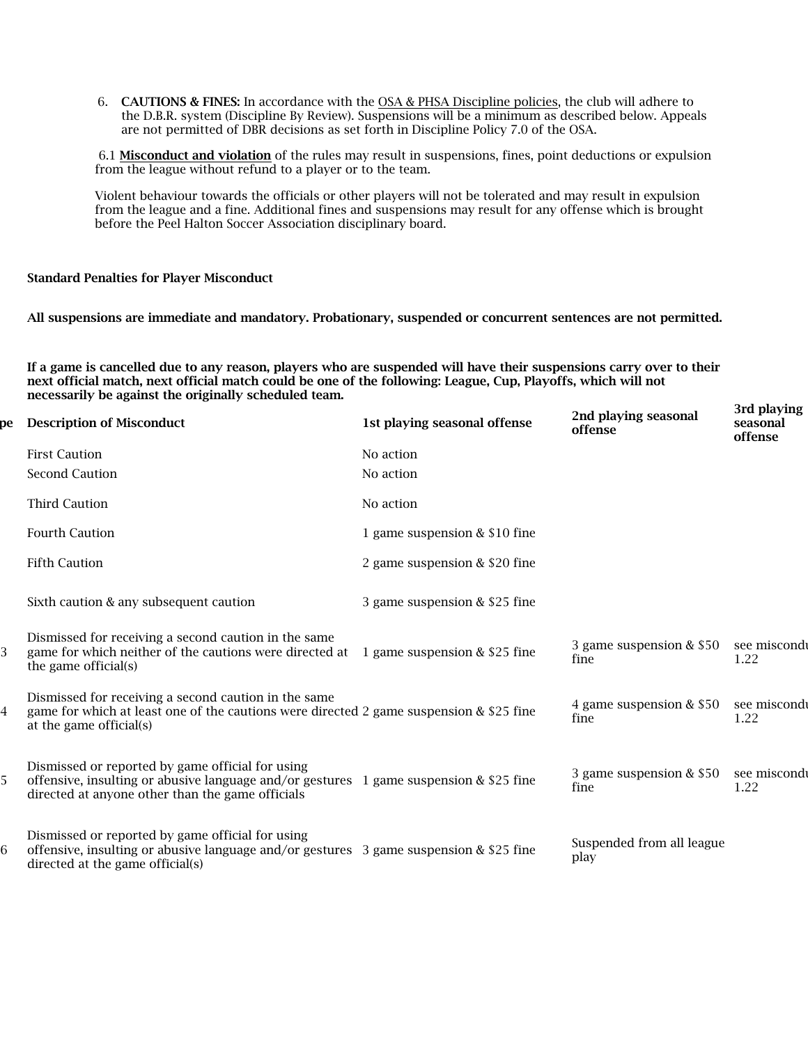6. **CAUTIONS & FINES:** In accordance with the OSA & PHSA Discipline policies, the club will adhere to the D.B.R. system (Discipline By Review). Suspensions will be a minimum as described below. Appeals are not permitted of DBR decisions as set forth in Discipline Policy 7.0 of the OSA.

6.1 **Misconduct and violation** of the rules may result in suspensions, fines, point deductions or expulsion from the league without refund to a player or to the team.

Violent behaviour towards the officials or other players will not be tolerated and may result in expulsion from the league and a fine. Additional fines and suspensions may result for any offense which is brought before the Peel Halton Soccer Association disciplinary board.

**Standard Penalties for Player Misconduct**

**All suspensions are immediate and mandatory. Probationary, suspended or concurrent sentences are not permitted.**

**If a game is cancelled due to any reason, players who are suspended will have their suspensions carry over to their next official match, next official match could be one of the following: League, Cup, Playoffs, which will not necessarily be against the originally scheduled team.**

| pe | Description of Misconduct | 1st playing seasonal offense | 2nd playing seasonal offense | 3rd playing seasonal offense |
|---|---|---|---|---|
| | First Caution | No action | | |
| | Second Caution | No action | | |
| | Third Caution | No action | | |
| | Fourth Caution | 1 game suspension & $10 fine | | |
| | Fifth Caution | 2 game suspension & $20 fine | | |
| | Sixth caution & any subsequent caution | 3 game suspension & $25 fine | | |
| 3 | Dismissed for receiving a second caution in the same game for which neither of the cautions were directed at the game official(s) | 1 game suspension & $25 fine | 3 game suspension & $50 fine | see miscondu 1.22 |
| 4 | Dismissed for receiving a second caution in the same game for which at least one of the cautions were directed at the game official(s) | 2 game suspension & $25 fine | 4 game suspension & $50 fine | see miscondu 1.22 |
| 5 | Dismissed or reported by game official for using offensive, insulting or abusive language and/or gestures directed at anyone other than the game officials | 1 game suspension & $25 fine | 3 game suspension & $50 fine | see miscondu 1.22 |
| 6 | Dismissed or reported by game official for using offensive, insulting or abusive language and/or gestures directed at the game official(s) | 3 game suspension & $25 fine | Suspended from all league play | |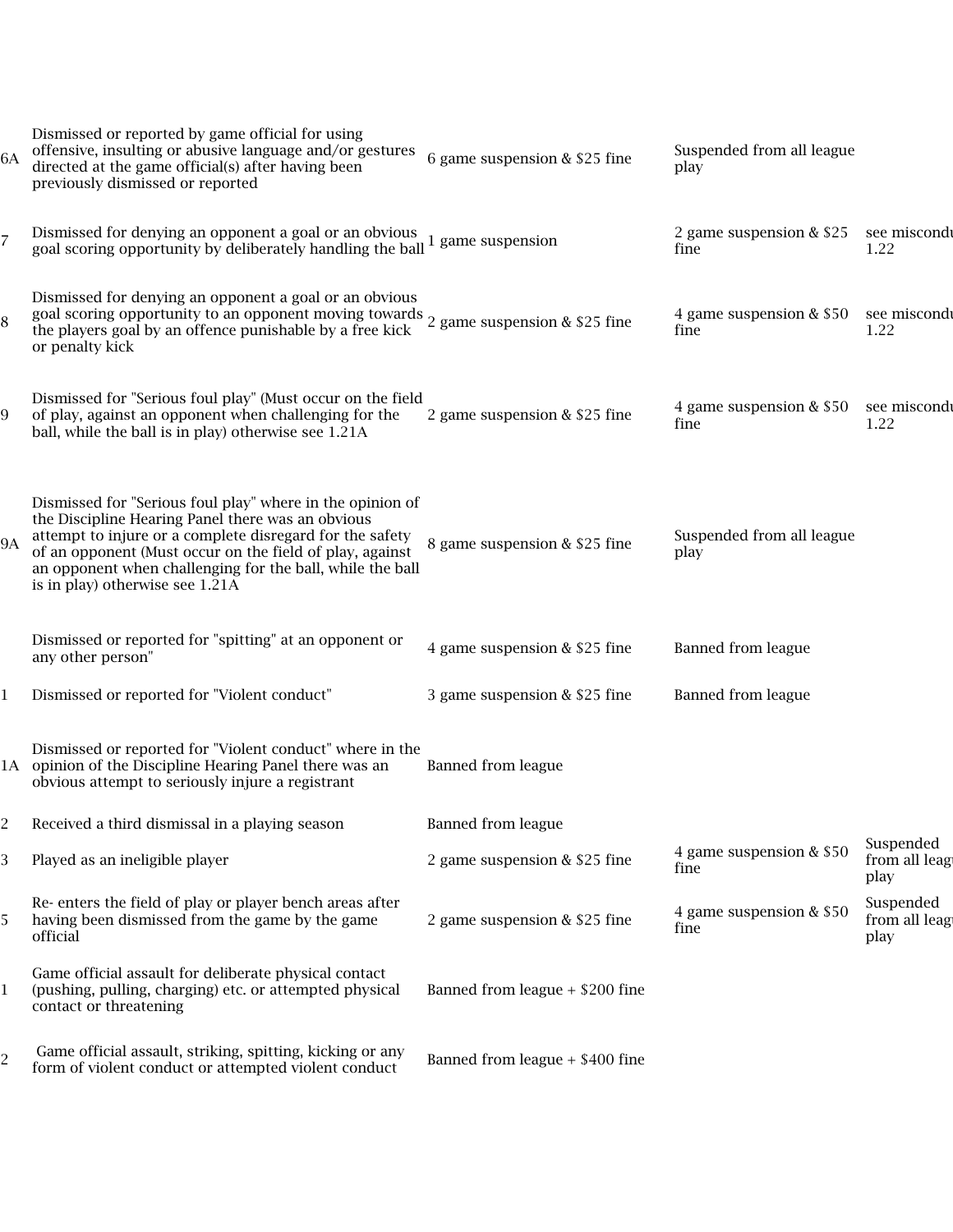| | | | | |
|---|---|---|---|---|
| 6A | Dismissed or reported by game official for using offensive, insulting or abusive language and/or gestures directed at the game official(s) after having been previously dismissed or reported | 6 game suspension & $25 fine | Suspended from all league play | |
| 7 | Dismissed for denying an opponent a goal or an obvious goal scoring opportunity by deliberately handling the ball | 1 game suspension | 2 game suspension & $25 fine | see miscondu 1.22 |
| 8 | Dismissed for denying an opponent a goal or an obvious goal scoring opportunity to an opponent moving towards the players goal by an offence punishable by a free kick or penalty kick | 2 game suspension & $25 fine | 4 game suspension & $50 fine | see miscondu 1.22 |
| 9 | Dismissed for "Serious foul play" (Must occur on the field of play, against an opponent when challenging for the ball, while the ball is in play) otherwise see 1.21A | 2 game suspension & $25 fine | 4 game suspension & $50 fine | see miscondu 1.22 |
| 9A | Dismissed for "Serious foul play" where in the opinion of the Discipline Hearing Panel there was an obvious attempt to injure or a complete disregard for the safety of an opponent (Must occur on the field of play, against an opponent when challenging for the ball, while the ball is in play) otherwise see 1.21A | 8 game suspension & $25 fine | Suspended from all league play | |
| | Dismissed or reported for "spitting" at an opponent or any other person" | 4 game suspension & $25 fine | Banned from league | |
| 1 | Dismissed or reported for "Violent conduct" | 3 game suspension & $25 fine | Banned from league | |
| 1A | Dismissed or reported for "Violent conduct" where in the opinion of the Discipline Hearing Panel there was an obvious attempt to seriously injure a registrant | Banned from league | | |
| 2 | Received a third dismissal in a playing season | Banned from league | | |
| 3 | Played as an ineligible player | 2 game suspension & $25 fine | 4 game suspension & $50 fine | Suspended from all leag play |
| 5 | Re- enters the field of play or player bench areas after having been dismissed from the game by the game official | 2 game suspension & $25 fine | 4 game suspension & $50 fine | Suspended from all leag play |
| 1 | Game official assault for deliberate physical contact (pushing, pulling, charging) etc. or attempted physical contact or threatening | Banned from league + $200 fine | | |
| 2 | Game official assault, striking, spitting, kicking or any form of violent conduct or attempted violent conduct | Banned from league + $400 fine | | |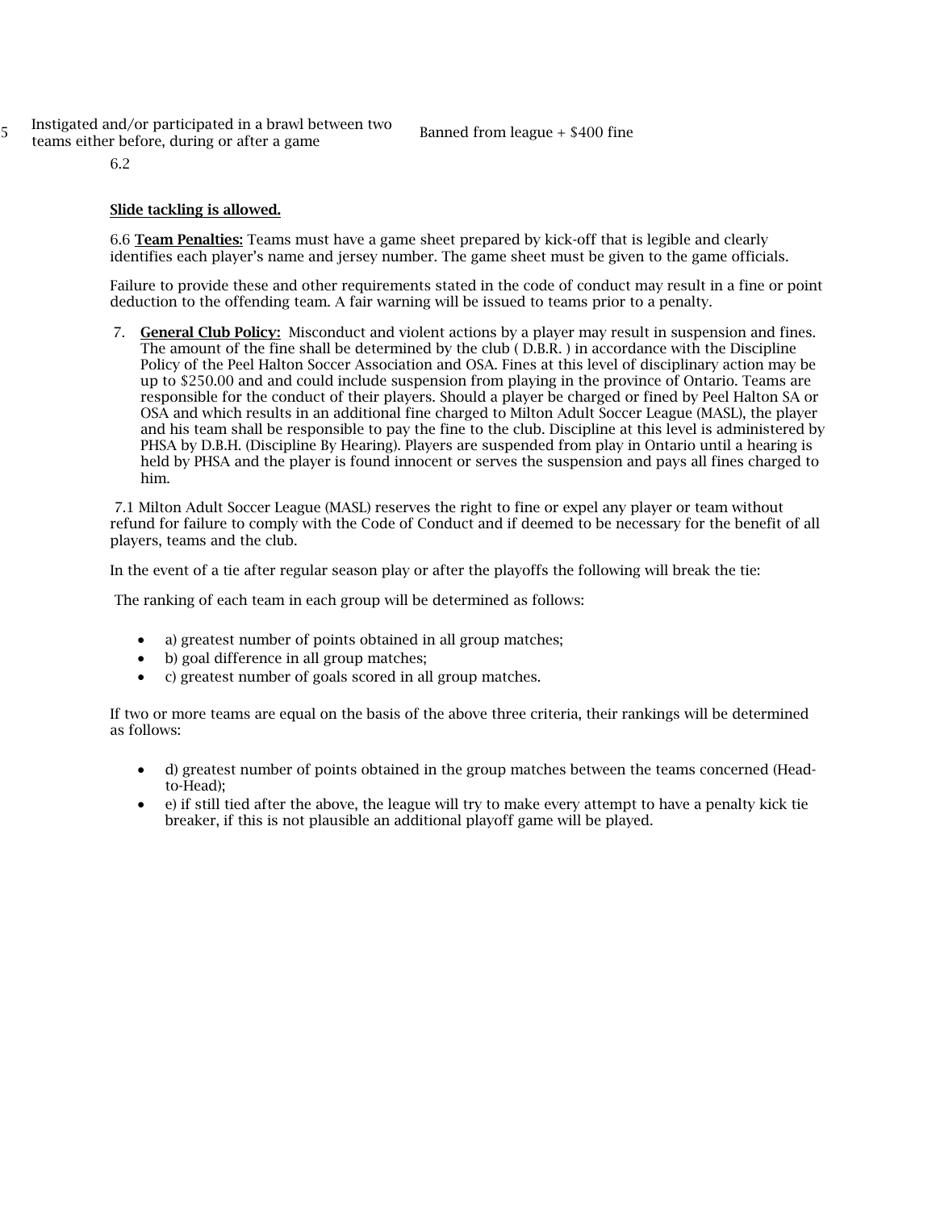| | | |
|---|---|---|
| 5 | Instigated and/or participated in a brawl between two teams either before, during or after a game | Banned from league + $400 fine |

6.2

**Slide tackling is allowed.**

6.6 **Team Penalties:** Teams must have a game sheet prepared by kick-off that is legible and clearly identifies each player's name and jersey number. The game sheet must be given to the game officials.

Failure to provide these and other requirements stated in the code of conduct may result in a fine or point deduction to the offending team. A fair warning will be issued to teams prior to a penalty.

7. **General Club Policy:** Misconduct and violent actions by a player may result in suspension and fines. The amount of the fine shall be determined by the club ( D.B.R. ) in accordance with the Discipline Policy of the Peel Halton Soccer Association and OSA. Fines at this level of disciplinary action may be up to $250.00 and and could include suspension from playing in the province of Ontario. Teams are responsible for the conduct of their players. Should a player be charged or fined by Peel Halton SA or OSA and which results in an additional fine charged to Milton Adult Soccer League (MASL), the player and his team shall be responsible to pay the fine to the club. Discipline at this level is administered by PHSA by D.B.H. (Discipline By Hearing). Players are suspended from play in Ontario until a hearing is held by PHSA and the player is found innocent or serves the suspension and pays all fines charged to him.

7.1 Milton Adult Soccer League (MASL) reserves the right to fine or expel any player or team without refund for failure to comply with the Code of Conduct and if deemed to be necessary for the benefit of all players, teams and the club.

In the event of a tie after regular season play or after the playoffs the following will break the tie:

The ranking of each team in each group will be determined as follows:

- a) greatest number of points obtained in all group matches;
- b) goal difference in all group matches;
- c) greatest number of goals scored in all group matches.

If two or more teams are equal on the basis of the above three criteria, their rankings will be determined as follows:

- d) greatest number of points obtained in the group matches between the teams concerned (Head-to-Head);
- e) if still tied after the above, the league will try to make every attempt to have a penalty kick tie breaker, if this is not plausible an additional playoff game will be played.